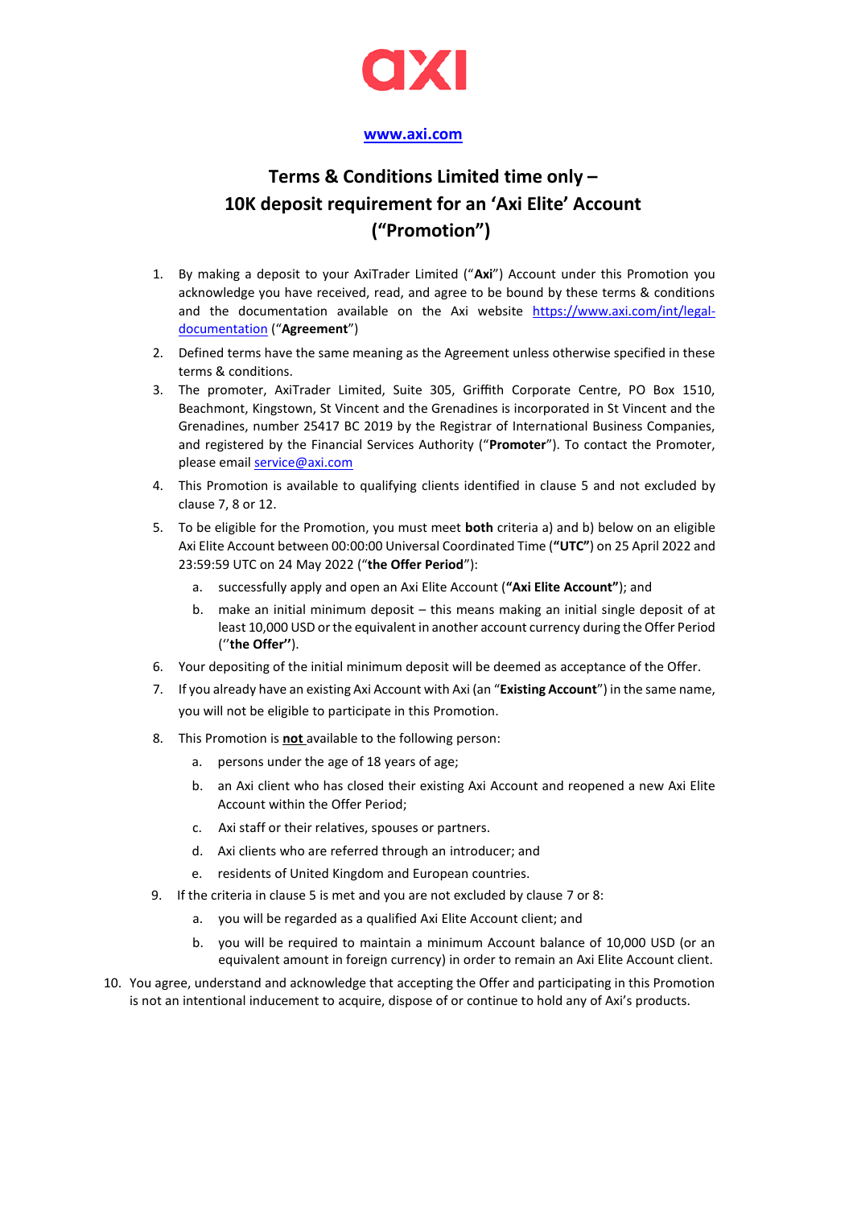**axi**

[www.axi.com](http://www.axi.com)

# Terms & Conditions Limited time only – 10K deposit requirement for an 'Axi Elite' Account ("Promotion")

1. By making a deposit to your AxiTrader Limited ("**Axi**") Account under this Promotion you acknowledge you have received, read, and agree to be bound by these terms & conditions and the documentation available on the Axi website [https://www.axi.com/int/legal-documentation](https://www.axi.com/int/legal-documentation) ("**Agreement**")
2. Defined terms have the same meaning as the Agreement unless otherwise specified in these terms & conditions.
3. The promoter, AxiTrader Limited, Suite 305, Griffith Corporate Centre, PO Box 1510, Beachmont, Kingstown, St Vincent and the Grenadines is incorporated in St Vincent and the Grenadines, number 25417 BC 2019 by the Registrar of International Business Companies, and registered by the Financial Services Authority ("**Promoter**"). To contact the Promoter, please email [service@axi.com](mailto:service@axi.com)
4. This Promotion is available to qualifying clients identified in clause 5 and not excluded by clause 7, 8 or 12.
5. To be eligible for the Promotion, you must meet **both** criteria a) and b) below on an eligible Axi Elite Account between 00:00:00 Universal Coordinated Time (**"UTC"**) on 25 April 2022 and 23:59:59 UTC on 24 May 2022 ("**the Offer Period**"):
   a. successfully apply and open an Axi Elite Account (**"Axi Elite Account"**); and
   b. make an initial minimum deposit – this means making an initial single deposit of at least 10,000 USD or the equivalent in another account currency during the Offer Period ("**the Offer"**).
6. Your depositing of the initial minimum deposit will be deemed as acceptance of the Offer.
7. If you already have an existing Axi Account with Axi (an "**Existing Account**") in the same name, you will not be eligible to participate in this Promotion.
8. This Promotion is <u>**not**</u> available to the following person:
   a. persons under the age of 18 years of age;
   b. an Axi client who has closed their existing Axi Account and reopened a new Axi Elite Account within the Offer Period;
   c. Axi staff or their relatives, spouses or partners.
   d. Axi clients who are referred through an introducer; and
   e. residents of United Kingdom and European countries.
9. If the criteria in clause 5 is met and you are not excluded by clause 7 or 8:
   a. you will be regarded as a qualified Axi Elite Account client; and
   b. you will be required to maintain a minimum Account balance of 10,000 USD (or an equivalent amount in foreign currency) in order to remain an Axi Elite Account client.
10. You agree, understand and acknowledge that accepting the Offer and participating in this Promotion is not an intentional inducement to acquire, dispose of or continue to hold any of Axi's products.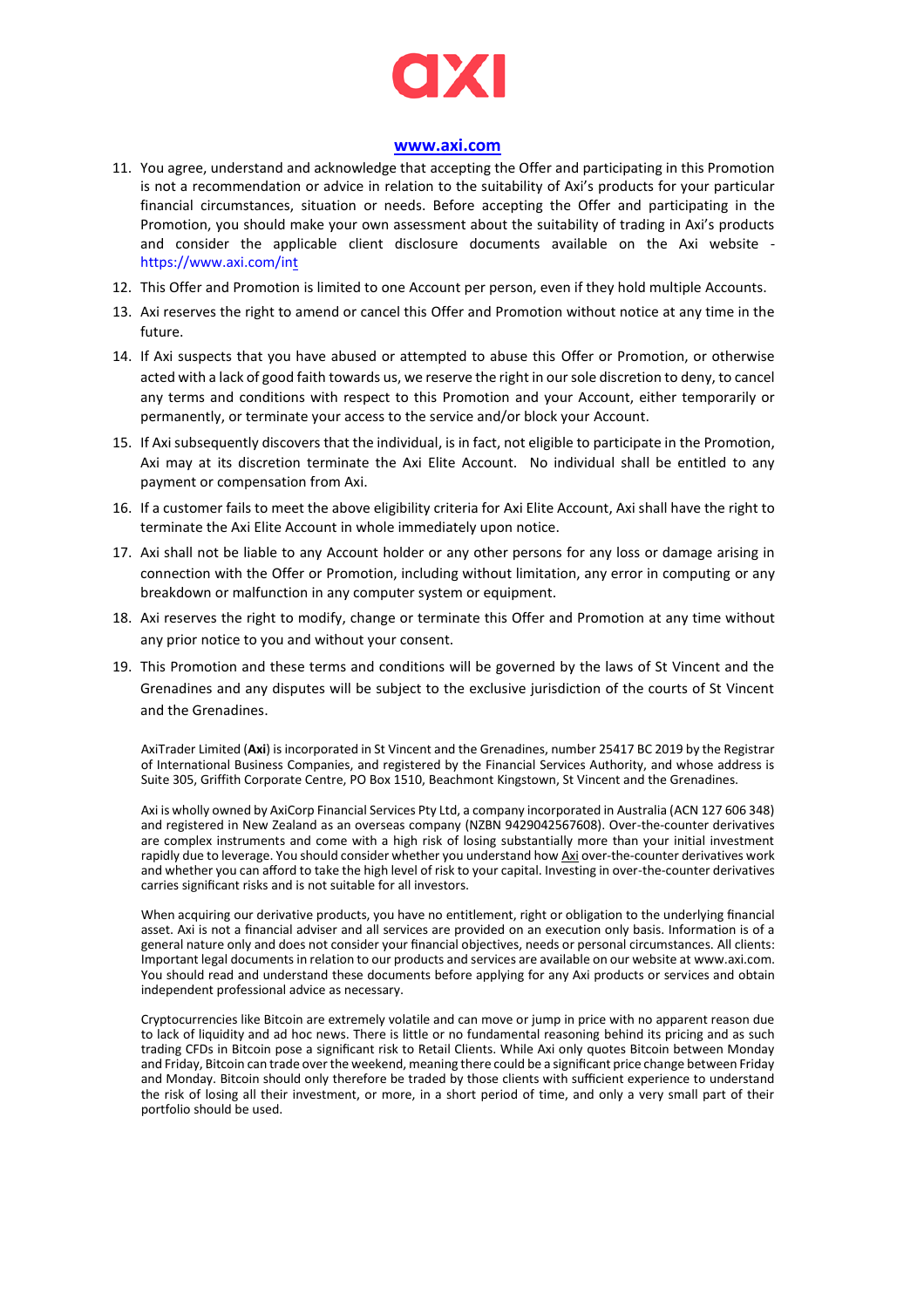[www.axi.com](http://www.axi.com)

11. You agree, understand and acknowledge that accepting the Offer and participating in this Promotion is not a recommendation or advice in relation to the suitability of Axi's products for your particular financial circumstances, situation or needs. Before accepting the Offer and participating in the Promotion, you should make your own assessment about the suitability of trading in Axi's products and consider the applicable client disclosure documents available on the Axi website - https://www.axi.com/int
12. This Offer and Promotion is limited to one Account per person, even if they hold multiple Accounts.
13. Axi reserves the right to amend or cancel this Offer and Promotion without notice at any time in the future.
14. If Axi suspects that you have abused or attempted to abuse this Offer or Promotion, or otherwise acted with a lack of good faith towards us, we reserve the right in our sole discretion to deny, to cancel any terms and conditions with respect to this Promotion and your Account, either temporarily or permanently, or terminate your access to the service and/or block your Account.
15. If Axi subsequently discovers that the individual, is in fact, not eligible to participate in the Promotion, Axi may at its discretion terminate the Axi Elite Account. No individual shall be entitled to any payment or compensation from Axi.
16. If a customer fails to meet the above eligibility criteria for Axi Elite Account, Axi shall have the right to terminate the Axi Elite Account in whole immediately upon notice.
17. Axi shall not be liable to any Account holder or any other persons for any loss or damage arising in connection with the Offer or Promotion, including without limitation, any error in computing or any breakdown or malfunction in any computer system or equipment.
18. Axi reserves the right to modify, change or terminate this Offer and Promotion at any time without any prior notice to you and without your consent.
19. This Promotion and these terms and conditions will be governed by the laws of St Vincent and the Grenadines and any disputes will be subject to the exclusive jurisdiction of the courts of St Vincent and the Grenadines.

AxiTrader Limited (**Axi**) is incorporated in St Vincent and the Grenadines, number 25417 BC 2019 by the Registrar of International Business Companies, and registered by the Financial Services Authority, and whose address is Suite 305, Griffith Corporate Centre, PO Box 1510, Beachmont Kingstown, St Vincent and the Grenadines.

Axi is wholly owned by AxiCorp Financial Services Pty Ltd, a company incorporated in Australia (ACN 127 606 348) and registered in New Zealand as an overseas company (NZBN 9429042567608). Over-the-counter derivatives are complex instruments and come with a high risk of losing substantially more than your initial investment rapidly due to leverage. You should consider whether you understand how Axi over-the-counter derivatives work and whether you can afford to take the high level of risk to your capital. Investing in over-the-counter derivatives carries significant risks and is not suitable for all investors.

When acquiring our derivative products, you have no entitlement, right or obligation to the underlying financial asset. Axi is not a financial adviser and all services are provided on an execution only basis. Information is of a general nature only and does not consider your financial objectives, needs or personal circumstances. All clients: Important legal documents in relation to our products and services are available on our website at www.axi.com. You should read and understand these documents before applying for any Axi products or services and obtain independent professional advice as necessary.

Cryptocurrencies like Bitcoin are extremely volatile and can move or jump in price with no apparent reason due to lack of liquidity and ad hoc news. There is little or no fundamental reasoning behind its pricing and as such trading CFDs in Bitcoin pose a significant risk to Retail Clients. While Axi only quotes Bitcoin between Monday and Friday, Bitcoin can trade over the weekend, meaning there could be a significant price change between Friday and Monday. Bitcoin should only therefore be traded by those clients with sufficient experience to understand the risk of losing all their investment, or more, in a short period of time, and only a very small part of their portfolio should be used.